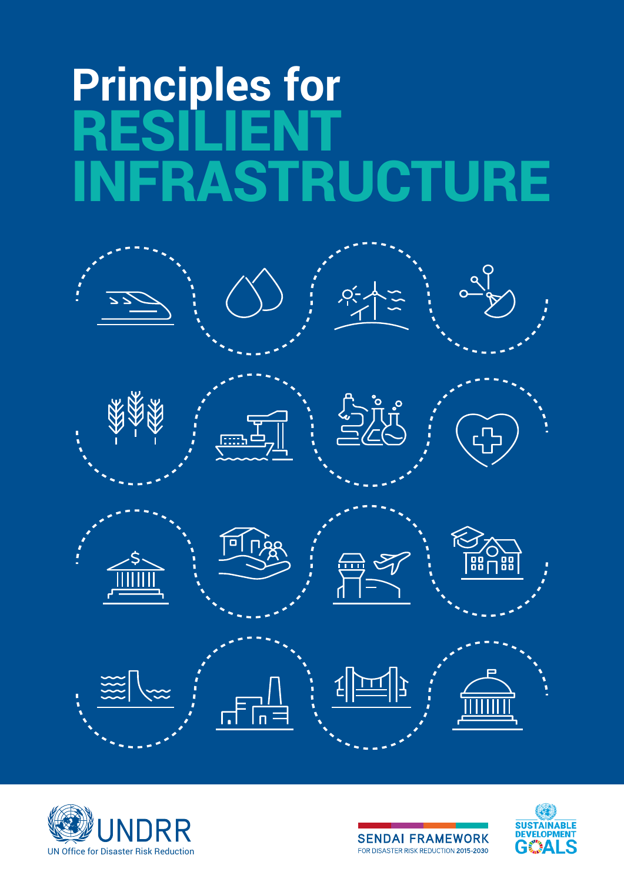# Principles for RESILIENT INFRASTRUCTURE

UNDRR

UN Office for Disaster Risk Reduction

SENDAI FRAMEWORK

FOR DISASTER RISK REDUCTION 2015-2030

SUSTAINABLE DEVELOPMENT GOALS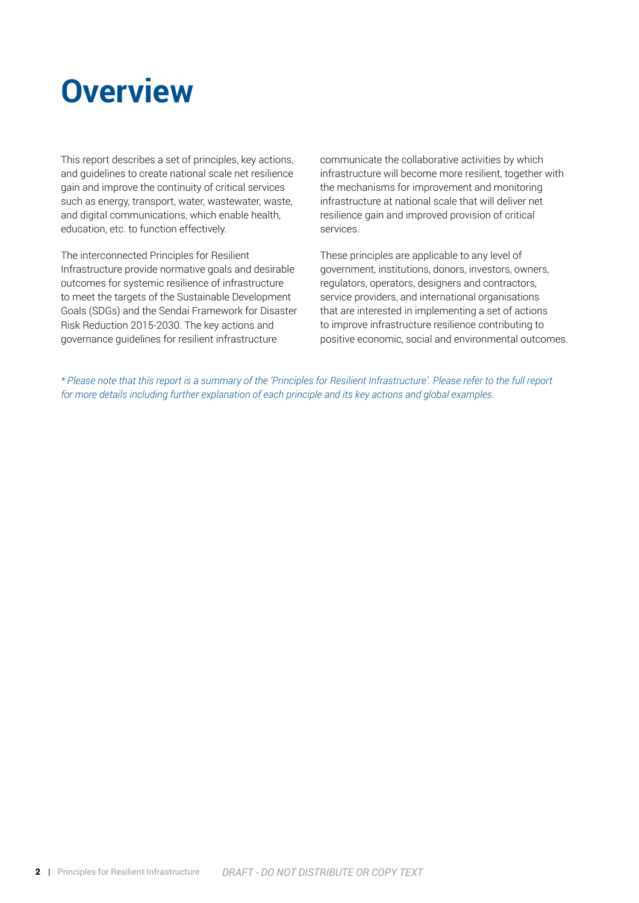# Overview

This report describes a set of principles, key actions, and guidelines to create national scale net resilience gain and improve the continuity of critical services such as energy, transport, water, wastewater, waste, and digital communications, which enable health, education, etc. to function effectively.

The interconnected Principles for Resilient Infrastructure provide normative goals and desirable outcomes for systemic resilience of infrastructure to meet the targets of the Sustainable Development Goals (SDGs) and the Sendai Framework for Disaster Risk Reduction 2015-2030. The key actions and governance guidelines for resilient infrastructure communicate the collaborative activities by which infrastructure will become more resilient, together with the mechanisms for improvement and monitoring infrastructure at national scale that will deliver net resilience gain and improved provision of critical services.

These principles are applicable to any level of government, institutions, donors, investors, owners, regulators, operators, designers and contractors, service providers, and international organisations that are interested in implementing a set of actions to improve infrastructure resilience contributing to positive economic, social and environmental outcomes.

*\* Please note that this report is a summary of the 'Principles for Resilient Infrastructure'. Please refer to the full report for more details including further explanation of each principle and its key actions and global examples.*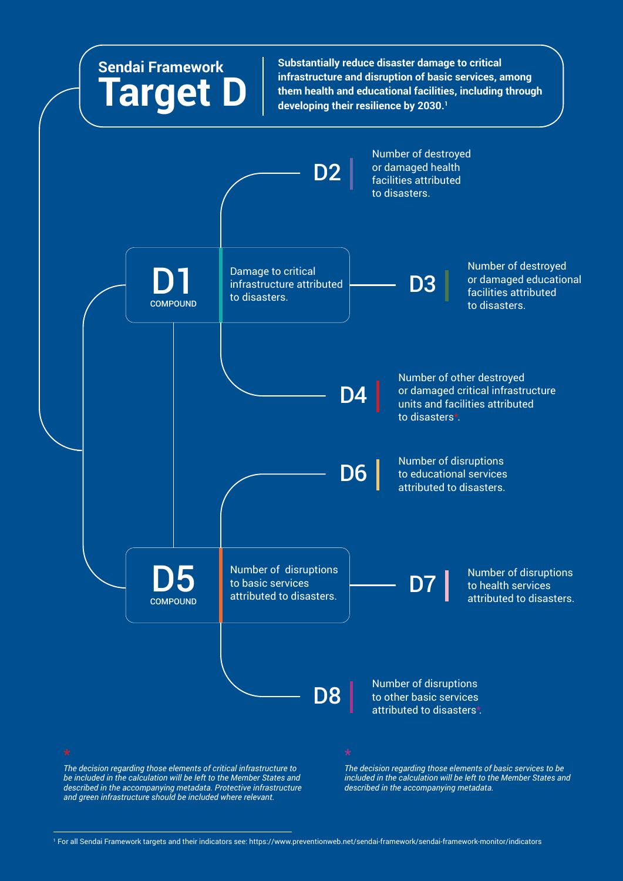## Sendai Framework
# Target D

**Substantially reduce disaster damage to critical infrastructure and disruption of basic services, among them health and educational facilities, including through developing their resilience by 2030.[1]**

**D1** COMPOUND — Damage to critical infrastructure attributed to disasters.

- **D2** — Number of destroyed or damaged health facilities attributed to disasters.
- **D3** — Number of destroyed or damaged educational facilities attributed to disasters.
- **D4** — Number of other destroyed or damaged critical infrastructure units and facilities attributed to disasters*.

**D5** COMPOUND — Number of disruptions to basic services attributed to disasters.

- **D6** — Number of disruptions to educational services attributed to disasters.
- **D7** — Number of disruptions to health services attributed to disasters.
- **D8** — Number of disruptions to other basic services attributed to disasters*.

\* *The decision regarding those elements of critical infrastructure to be included in the calculation will be left to the Member States and described in the accompanying metadata. Protective infrastructure and green infrastructure should be included where relevant.*

\* *The decision regarding those elements of basic services to be included in the calculation will be left to the Member States and described in the accompanying metadata.*

[1] For all Sendai Framework targets and their indicators see: https://www.preventionweb.net/sendai-framework/sendai-framework-monitor/indicators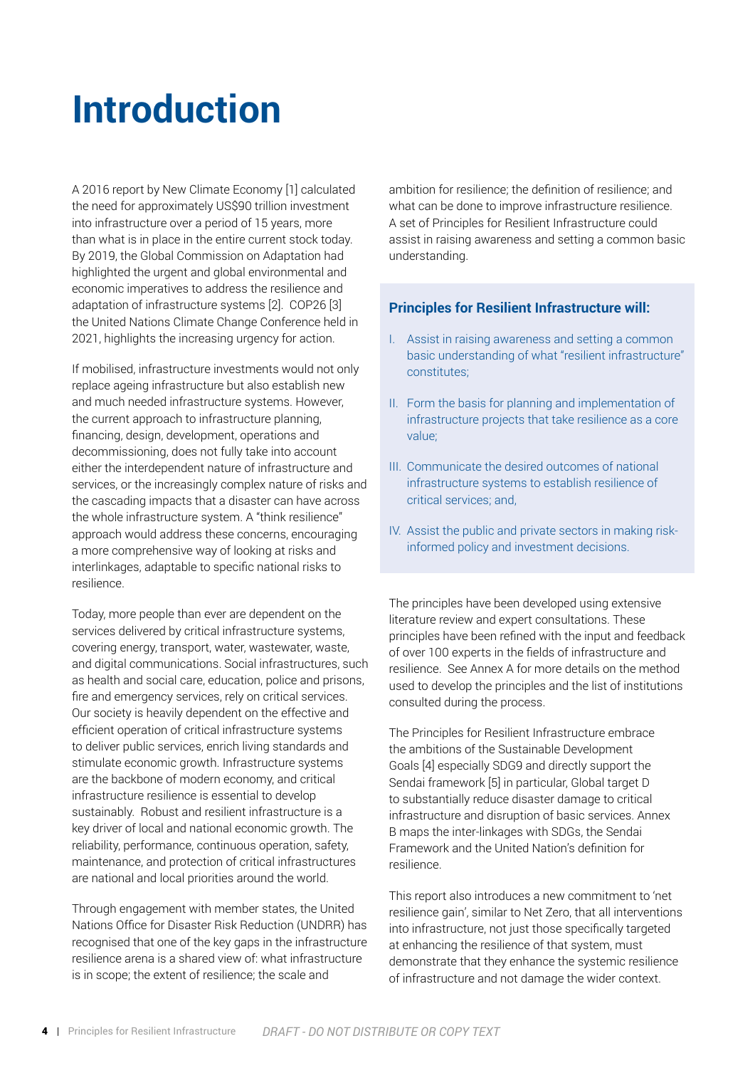# Introduction

A 2016 report by New Climate Economy [1] calculated the need for approximately US$90 trillion investment into infrastructure over a period of 15 years, more than what is in place in the entire current stock today. By 2019, the Global Commission on Adaptation had highlighted the urgent and global environmental and economic imperatives to address the resilience and adaptation of infrastructure systems [2]. COP26 [3] the United Nations Climate Change Conference held in 2021, highlights the increasing urgency for action.

If mobilised, infrastructure investments would not only replace ageing infrastructure but also establish new and much needed infrastructure systems. However, the current approach to infrastructure planning, financing, design, development, operations and decommissioning, does not fully take into account either the interdependent nature of infrastructure and services, or the increasingly complex nature of risks and the cascading impacts that a disaster can have across the whole infrastructure system. A "think resilience" approach would address these concerns, encouraging a more comprehensive way of looking at risks and interlinkages, adaptable to specific national risks to resilience.

Today, more people than ever are dependent on the services delivered by critical infrastructure systems, covering energy, transport, water, wastewater, waste, and digital communications. Social infrastructures, such as health and social care, education, police and prisons, fire and emergency services, rely on critical services. Our society is heavily dependent on the effective and efficient operation of critical infrastructure systems to deliver public services, enrich living standards and stimulate economic growth. Infrastructure systems are the backbone of modern economy, and critical infrastructure resilience is essential to develop sustainably. Robust and resilient infrastructure is a key driver of local and national economic growth. The reliability, performance, continuous operation, safety, maintenance, and protection of critical infrastructures are national and local priorities around the world.

Through engagement with member states, the United Nations Office for Disaster Risk Reduction (UNDRR) has recognised that one of the key gaps in the infrastructure resilience arena is a shared view of: what infrastructure is in scope; the extent of resilience; the scale and ambition for resilience; the definition of resilience; and what can be done to improve infrastructure resilience. A set of Principles for Resilient Infrastructure could assist in raising awareness and setting a common basic understanding.

**Principles for Resilient Infrastructure will:**

I. Assist in raising awareness and setting a common basic understanding of what "resilient infrastructure" constitutes;

II. Form the basis for planning and implementation of infrastructure projects that take resilience as a core value;

III. Communicate the desired outcomes of national infrastructure systems to establish resilience of critical services; and,

IV. Assist the public and private sectors in making risk-informed policy and investment decisions.

The principles have been developed using extensive literature review and expert consultations. These principles have been refined with the input and feedback of over 100 experts in the fields of infrastructure and resilience. See Annex A for more details on the method used to develop the principles and the list of institutions consulted during the process.

The Principles for Resilient Infrastructure embrace the ambitions of the Sustainable Development Goals [4] especially SDG9 and directly support the Sendai framework [5] in particular, Global target D to substantially reduce disaster damage to critical infrastructure and disruption of basic services. Annex B maps the inter-linkages with SDGs, the Sendai Framework and the United Nation's definition for resilience.

This report also introduces a new commitment to 'net resilience gain', similar to Net Zero, that all interventions into infrastructure, not just those specifically targeted at enhancing the resilience of that system, must demonstrate that they enhance the systemic resilience of infrastructure and not damage the wider context.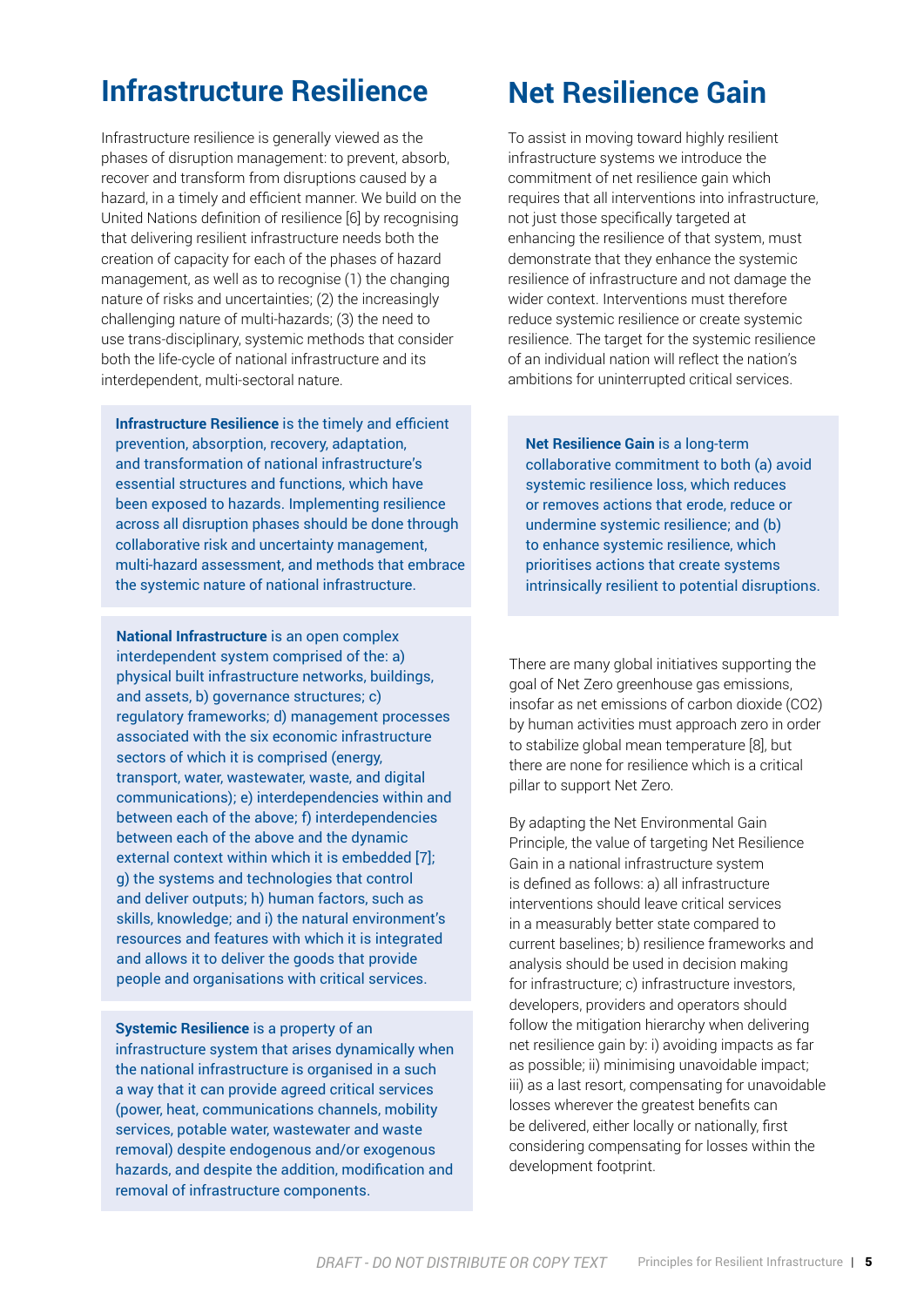# Infrastructure Resilience

Infrastructure resilience is generally viewed as the phases of disruption management: to prevent, absorb, recover and transform from disruptions caused by a hazard, in a timely and efficient manner. We build on the United Nations definition of resilience [6] by recognising that delivering resilient infrastructure needs both the creation of capacity for each of the phases of hazard management, as well as to recognise (1) the changing nature of risks and uncertainties; (2) the increasingly challenging nature of multi-hazards; (3) the need to use trans-disciplinary, systemic methods that consider both the life-cycle of national infrastructure and its interdependent, multi-sectoral nature.

**Infrastructure Resilience** is the timely and efficient prevention, absorption, recovery, adaptation, and transformation of national infrastructure's essential structures and functions, which have been exposed to hazards. Implementing resilience across all disruption phases should be done through collaborative risk and uncertainty management, multi-hazard assessment, and methods that embrace the systemic nature of national infrastructure.

**National Infrastructure** is an open complex interdependent system comprised of the: a) physical built infrastructure networks, buildings, and assets, b) governance structures; c) regulatory frameworks; d) management processes associated with the six economic infrastructure sectors of which it is comprised (energy, transport, water, wastewater, waste, and digital communications); e) interdependencies within and between each of the above; f) interdependencies between each of the above and the dynamic external context within which it is embedded [7]; g) the systems and technologies that control and deliver outputs; h) human factors, such as skills, knowledge; and i) the natural environment's resources and features with which it is integrated and allows it to deliver the goods that provide people and organisations with critical services.

**Systemic Resilience** is a property of an infrastructure system that arises dynamically when the national infrastructure is organised in a such a way that it can provide agreed critical services (power, heat, communications channels, mobility services, potable water, wastewater and waste removal) despite endogenous and/or exogenous hazards, and despite the addition, modification and removal of infrastructure components.

# Net Resilience Gain

To assist in moving toward highly resilient infrastructure systems we introduce the commitment of net resilience gain which requires that all interventions into infrastructure, not just those specifically targeted at enhancing the resilience of that system, must demonstrate that they enhance the systemic resilience of infrastructure and not damage the wider context. Interventions must therefore reduce systemic resilience or create systemic resilience. The target for the systemic resilience of an individual nation will reflect the nation's ambitions for uninterrupted critical services.

**Net Resilience Gain** is a long-term collaborative commitment to both (a) avoid systemic resilience loss, which reduces or removes actions that erode, reduce or undermine systemic resilience; and (b) to enhance systemic resilience, which prioritises actions that create systems intrinsically resilient to potential disruptions.

There are many global initiatives supporting the goal of Net Zero greenhouse gas emissions, insofar as net emissions of carbon dioxide ($CO_2$) by human activities must approach zero in order to stabilize global mean temperature [8], but there are none for resilience which is a critical pillar to support Net Zero.

By adapting the Net Environmental Gain Principle, the value of targeting Net Resilience Gain in a national infrastructure system is defined as follows: a) all infrastructure interventions should leave critical services in a measurably better state compared to current baselines; b) resilience frameworks and analysis should be used in decision making for infrastructure; c) infrastructure investors, developers, providers and operators should follow the mitigation hierarchy when delivering net resilience gain by: i) avoiding impacts as far as possible; ii) minimising unavoidable impact; iii) as a last resort, compensating for unavoidable losses wherever the greatest benefits can be delivered, either locally or nationally, first considering compensating for losses within the development footprint.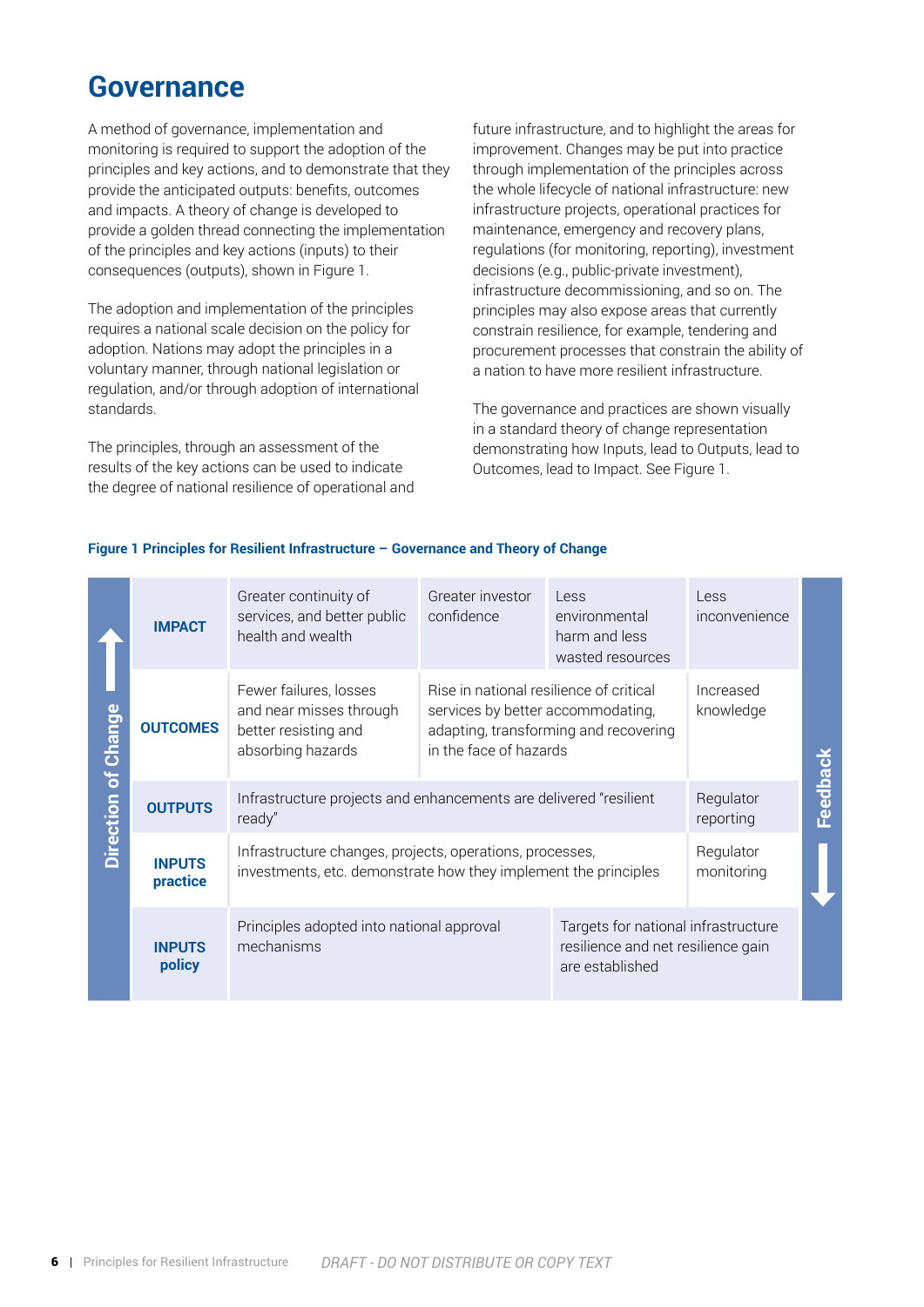# Governance

A method of governance, implementation and monitoring is required to support the adoption of the principles and key actions, and to demonstrate that they provide the anticipated outputs: benefits, outcomes and impacts. A theory of change is developed to provide a golden thread connecting the implementation of the principles and key actions (inputs) to their consequences (outputs), shown in Figure 1.

The adoption and implementation of the principles requires a national scale decision on the policy for adoption. Nations may adopt the principles in a voluntary manner, through national legislation or regulation, and/or through adoption of international standards.

The principles, through an assessment of the results of the key actions can be used to indicate the degree of national resilience of operational and future infrastructure, and to highlight the areas for improvement. Changes may be put into practice through implementation of the principles across the whole lifecycle of national infrastructure: new infrastructure projects, operational practices for maintenance, emergency and recovery plans, regulations (for monitoring, reporting), investment decisions (e.g., public-private investment), infrastructure decommissioning, and so on. The principles may also expose areas that currently constrain resilience, for example, tendering and procurement processes that constrain the ability of a nation to have more resilient infrastructure.

The governance and practices are shown visually in a standard theory of change representation demonstrating how Inputs, lead to Outputs, lead to Outcomes, lead to Impact. See Figure 1.

**Figure 1 Principles for Resilient Infrastructure – Governance and Theory of Change**

| Direction of Change ↑ | | | | | | Feedback ↓ |
|---|---|---|---|---|---|---|
| | **IMPACT** | Greater continuity of services, and better public health and wealth | Greater investor confidence | Less environmental harm and less wasted resources | Less inconvenience | |
| | **OUTCOMES** | Fewer failures, losses and near misses through better resisting and absorbing hazards | Rise in national resilience of critical services by better accommodating, adapting, transforming and recovering in the face of hazards | | Increased knowledge | |
| | **OUTPUTS** | Infrastructure projects and enhancements are delivered "resilient ready" | | | Regulator reporting | |
| | **INPUTS practice** | Infrastructure changes, projects, operations, processes, investments, etc. demonstrate how they implement the principles | | | Regulator monitoring | |
| | **INPUTS policy** | Principles adopted into national approval mechanisms | | Targets for national infrastructure resilience and net resilience gain are established | | |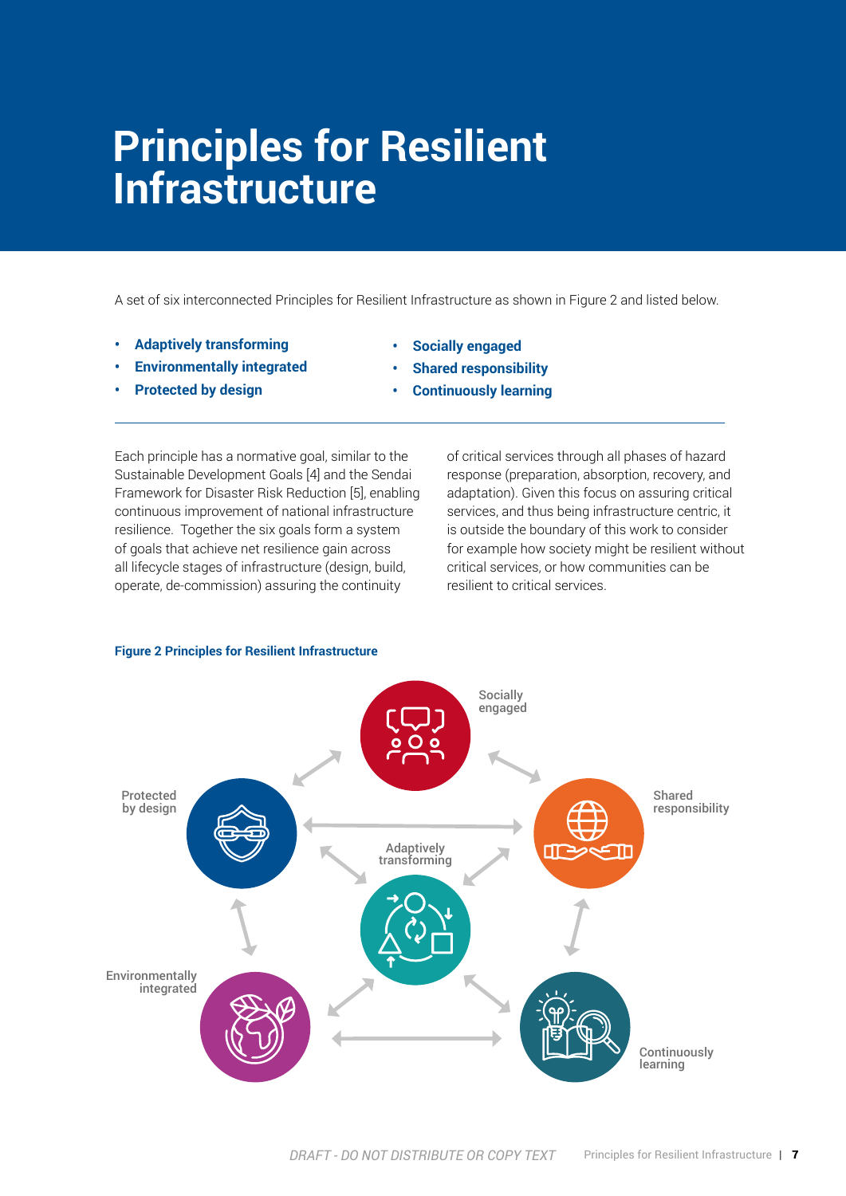# Principles for Resilient Infrastructure

A set of six interconnected Principles for Resilient Infrastructure as shown in Figure 2 and listed below.

- **Adaptively transforming**
- **Environmentally integrated**
- **Protected by design**
- **Socially engaged**
- **Shared responsibility**
- **Continuously learning**

Each principle has a normative goal, similar to the Sustainable Development Goals [4] and the Sendai Framework for Disaster Risk Reduction [5], enabling continuous improvement of national infrastructure resilience. Together the six goals form a system of goals that achieve net resilience gain across all lifecycle stages of infrastructure (design, build, operate, de-commission) assuring the continuity of critical services through all phases of hazard response (preparation, absorption, recovery, and adaptation). Given this focus on assuring critical services, and thus being infrastructure centric, it is outside the boundary of this work to consider for example how society might be resilient without critical services, or how communities can be resilient to critical services.

**Figure 2 Principles for Resilient Infrastructure**

Socially engaged

Protected by design

Shared responsibility

Adaptively transforming

Environmentally integrated

Continuously learning

*DRAFT - DO NOT DISTRIBUTE OR COPY TEXT*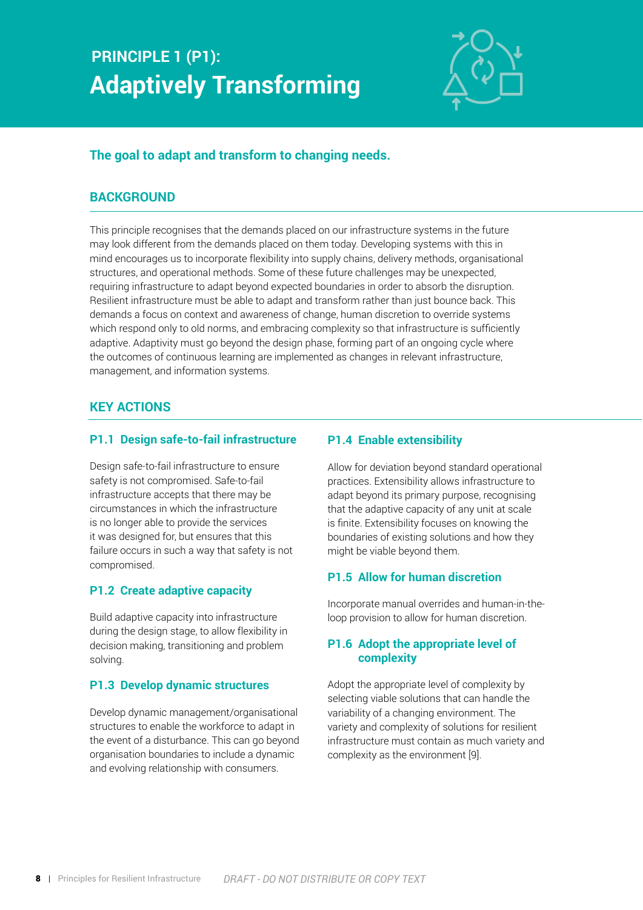## PRINCIPLE 1 (P1):
# Adaptively Transforming

**The goal to adapt and transform to changing needs.**

### BACKGROUND

This principle recognises that the demands placed on our infrastructure systems in the future may look different from the demands placed on them today. Developing systems with this in mind encourages us to incorporate flexibility into supply chains, delivery methods, organisational structures, and operational methods. Some of these future challenges may be unexpected, requiring infrastructure to adapt beyond expected boundaries in order to absorb the disruption. Resilient infrastructure must be able to adapt and transform rather than just bounce back. This demands a focus on context and awareness of change, human discretion to override systems which respond only to old norms, and embracing complexity so that infrastructure is sufficiently adaptive. Adaptivity must go beyond the design phase, forming part of an ongoing cycle where the outcomes of continuous learning are implemented as changes in relevant infrastructure, management, and information systems.

### KEY ACTIONS

#### P1.1 Design safe-to-fail infrastructure

Design safe-to-fail infrastructure to ensure safety is not compromised. Safe-to-fail infrastructure accepts that there may be circumstances in which the infrastructure is no longer able to provide the services it was designed for, but ensures that this failure occurs in such a way that safety is not compromised.

#### P1.2 Create adaptive capacity

Build adaptive capacity into infrastructure during the design stage, to allow flexibility in decision making, transitioning and problem solving.

#### P1.3 Develop dynamic structures

Develop dynamic management/organisational structures to enable the workforce to adapt in the event of a disturbance. This can go beyond organisation boundaries to include a dynamic and evolving relationship with consumers.

#### P1.4 Enable extensibility

Allow for deviation beyond standard operational practices. Extensibility allows infrastructure to adapt beyond its primary purpose, recognising that the adaptive capacity of any unit at scale is finite. Extensibility focuses on knowing the boundaries of existing solutions and how they might be viable beyond them.

#### P1.5 Allow for human discretion

Incorporate manual overrides and human-in-the-loop provision to allow for human discretion.

#### P1.6 Adopt the appropriate level of complexity

Adopt the appropriate level of complexity by selecting viable solutions that can handle the variability of a changing environment. The variety and complexity of solutions for resilient infrastructure must contain as much variety and complexity as the environment [9].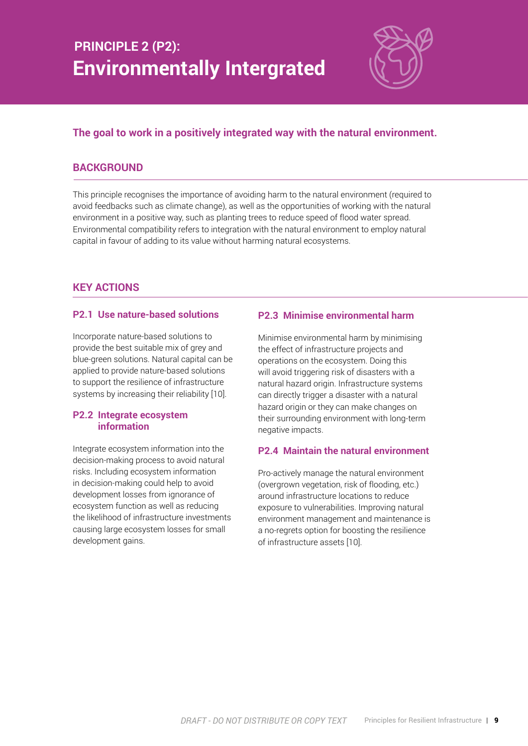# PRINCIPLE 2 (P2):
# Environmentally Intergrated

**The goal to work in a positively integrated way with the natural environment.**

## BACKGROUND

This principle recognises the importance of avoiding harm to the natural environment (required to avoid feedbacks such as climate change), as well as the opportunities of working with the natural environment in a positive way, such as planting trees to reduce speed of flood water spread. Environmental compatibility refers to integration with the natural environment to employ natural capital in favour of adding to its value without harming natural ecosystems.

## KEY ACTIONS

### P2.1 Use nature-based solutions

Incorporate nature-based solutions to provide the best suitable mix of grey and blue-green solutions. Natural capital can be applied to provide nature-based solutions to support the resilience of infrastructure systems by increasing their reliability [10].

### P2.2 Integrate ecosystem information

Integrate ecosystem information into the decision-making process to avoid natural risks. Including ecosystem information in decision-making could help to avoid development losses from ignorance of ecosystem function as well as reducing the likelihood of infrastructure investments causing large ecosystem losses for small development gains.

### P2.3 Minimise environmental harm

Minimise environmental harm by minimising the effect of infrastructure projects and operations on the ecosystem. Doing this will avoid triggering risk of disasters with a natural hazard origin. Infrastructure systems can directly trigger a disaster with a natural hazard origin or they can make changes on their surrounding environment with long-term negative impacts.

### P2.4 Maintain the natural environment

Pro-actively manage the natural environment (overgrown vegetation, risk of flooding, etc.) around infrastructure locations to reduce exposure to vulnerabilities. Improving natural environment management and maintenance is a no-regrets option for boosting the resilience of infrastructure assets [10].

*DRAFT - DO NOT DISTRIBUTE OR COPY TEXT*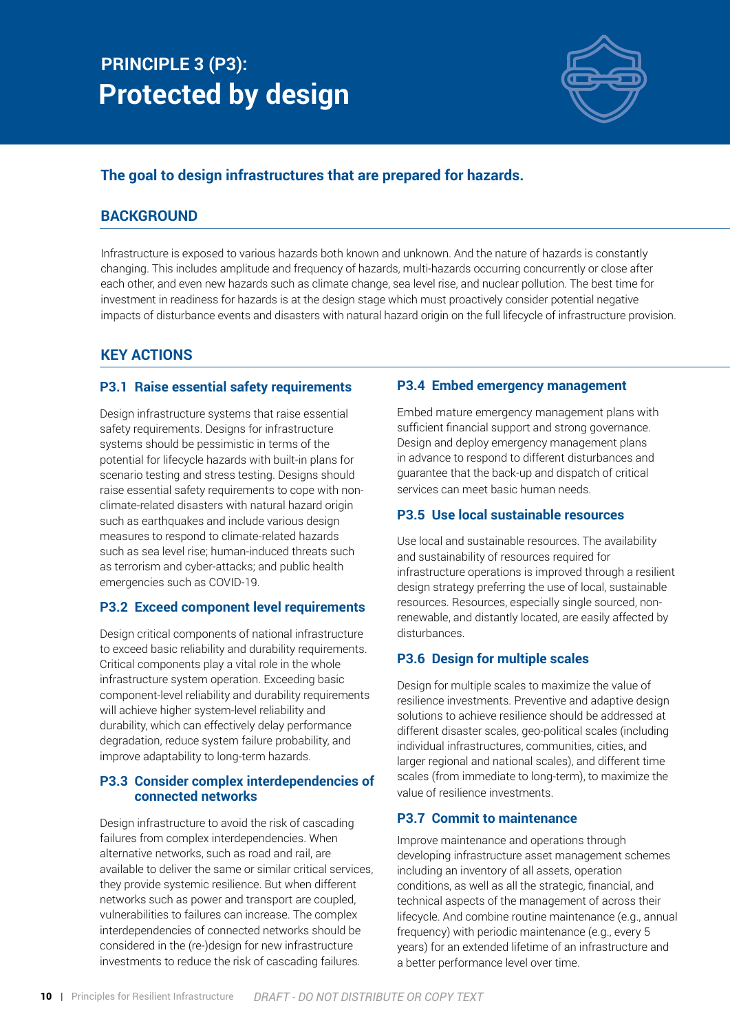## PRINCIPLE 3 (P3):
# Protected by design

**The goal to design infrastructures that are prepared for hazards.**

## BACKGROUND

Infrastructure is exposed to various hazards both known and unknown. And the nature of hazards is constantly changing. This includes amplitude and frequency of hazards, multi-hazards occurring concurrently or close after each other, and even new hazards such as climate change, sea level rise, and nuclear pollution. The best time for investment in readiness for hazards is at the design stage which must proactively consider potential negative impacts of disturbance events and disasters with natural hazard origin on the full lifecycle of infrastructure provision.

## KEY ACTIONS

### P3.1 Raise essential safety requirements

Design infrastructure systems that raise essential safety requirements. Designs for infrastructure systems should be pessimistic in terms of the potential for lifecycle hazards with built-in plans for scenario testing and stress testing. Designs should raise essential safety requirements to cope with non-climate-related disasters with natural hazard origin such as earthquakes and include various design measures to respond to climate-related hazards such as sea level rise; human-induced threats such as terrorism and cyber-attacks; and public health emergencies such as COVID-19.

### P3.2 Exceed component level requirements

Design critical components of national infrastructure to exceed basic reliability and durability requirements. Critical components play a vital role in the whole infrastructure system operation. Exceeding basic component-level reliability and durability requirements will achieve higher system-level reliability and durability, which can effectively delay performance degradation, reduce system failure probability, and improve adaptability to long-term hazards.

### P3.3 Consider complex interdependencies of connected networks

Design infrastructure to avoid the risk of cascading failures from complex interdependencies. When alternative networks, such as road and rail, are available to deliver the same or similar critical services, they provide systemic resilience. But when different networks such as power and transport are coupled, vulnerabilities to failures can increase. The complex interdependencies of connected networks should be considered in the (re-)design for new infrastructure investments to reduce the risk of cascading failures.

### P3.4 Embed emergency management

Embed mature emergency management plans with sufficient financial support and strong governance. Design and deploy emergency management plans in advance to respond to different disturbances and guarantee that the back-up and dispatch of critical services can meet basic human needs.

### P3.5 Use local sustainable resources

Use local and sustainable resources. The availability and sustainability of resources required for infrastructure operations is improved through a resilient design strategy preferring the use of local, sustainable resources. Resources, especially single sourced, non-renewable, and distantly located, are easily affected by disturbances.

### P3.6 Design for multiple scales

Design for multiple scales to maximize the value of resilience investments. Preventive and adaptive design solutions to achieve resilience should be addressed at different disaster scales, geo-political scales (including individual infrastructures, communities, cities, and larger regional and national scales), and different time scales (from immediate to long-term), to maximize the value of resilience investments.

### P3.7 Commit to maintenance

Improve maintenance and operations through developing infrastructure asset management schemes including an inventory of all assets, operation conditions, as well as all the strategic, financial, and technical aspects of the management of across their lifecycle. And combine routine maintenance (e.g., annual frequency) with periodic maintenance (e.g., every 5 years) for an extended lifetime of an infrastructure and a better performance level over time.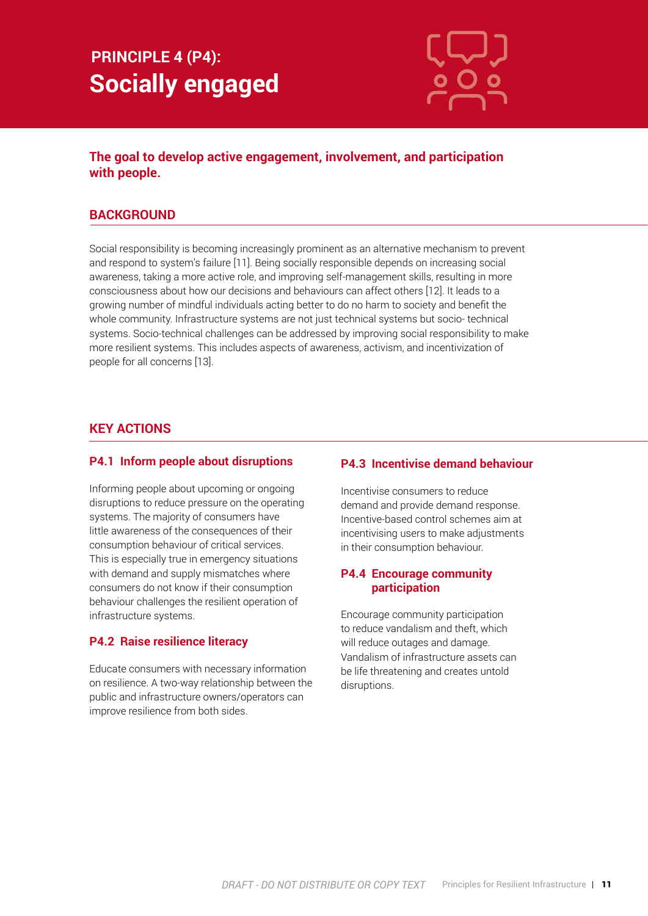## PRINCIPLE 4 (P4):
# Socially engaged

**The goal to develop active engagement, involvement, and participation with people.**

### BACKGROUND

Social responsibility is becoming increasingly prominent as an alternative mechanism to prevent and respond to system's failure [11]. Being socially responsible depends on increasing social awareness, taking a more active role, and improving self-management skills, resulting in more consciousness about how our decisions and behaviours can affect others [12]. It leads to a growing number of mindful individuals acting better to do no harm to society and benefit the whole community. Infrastructure systems are not just technical systems but socio- technical systems. Socio-technical challenges can be addressed by improving social responsibility to make more resilient systems. This includes aspects of awareness, activism, and incentivization of people for all concerns [13].

### KEY ACTIONS

#### P4.1 Inform people about disruptions

Informing people about upcoming or ongoing disruptions to reduce pressure on the operating systems. The majority of consumers have little awareness of the consequences of their consumption behaviour of critical services. This is especially true in emergency situations with demand and supply mismatches where consumers do not know if their consumption behaviour challenges the resilient operation of infrastructure systems.

#### P4.2 Raise resilience literacy

Educate consumers with necessary information on resilience. A two-way relationship between the public and infrastructure owners/operators can improve resilience from both sides.

#### P4.3 Incentivise demand behaviour

Incentivise consumers to reduce demand and provide demand response. Incentive-based control schemes aim at incentivising users to make adjustments in their consumption behaviour.

#### P4.4 Encourage community participation

Encourage community participation to reduce vandalism and theft, which will reduce outages and damage. Vandalism of infrastructure assets can be life threatening and creates untold disruptions.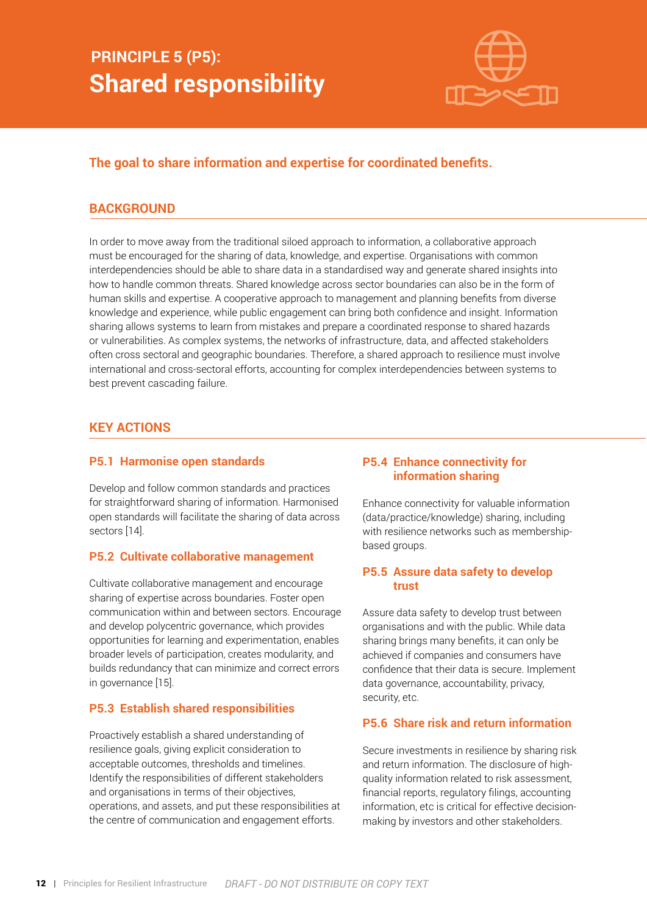# PRINCIPLE 5 (P5): Shared responsibility

**The goal to share information and expertise for coordinated benefits.**

## BACKGROUND

In order to move away from the traditional siloed approach to information, a collaborative approach must be encouraged for the sharing of data, knowledge, and expertise. Organisations with common interdependencies should be able to share data in a standardised way and generate shared insights into how to handle common threats. Shared knowledge across sector boundaries can also be in the form of human skills and expertise. A cooperative approach to management and planning benefits from diverse knowledge and experience, while public engagement can bring both confidence and insight. Information sharing allows systems to learn from mistakes and prepare a coordinated response to shared hazards or vulnerabilities. As complex systems, the networks of infrastructure, data, and affected stakeholders often cross sectoral and geographic boundaries. Therefore, a shared approach to resilience must involve international and cross-sectoral efforts, accounting for complex interdependencies between systems to best prevent cascading failure.

## KEY ACTIONS

### P5.1 Harmonise open standards

Develop and follow common standards and practices for straightforward sharing of information. Harmonised open standards will facilitate the sharing of data across sectors [14].

### P5.2 Cultivate collaborative management

Cultivate collaborative management and encourage sharing of expertise across boundaries. Foster open communication within and between sectors. Encourage and develop polycentric governance, which provides opportunities for learning and experimentation, enables broader levels of participation, creates modularity, and builds redundancy that can minimize and correct errors in governance [15].

### P5.3 Establish shared responsibilities

Proactively establish a shared understanding of resilience goals, giving explicit consideration to acceptable outcomes, thresholds and timelines. Identify the responsibilities of different stakeholders and organisations in terms of their objectives, operations, and assets, and put these responsibilities at the centre of communication and engagement efforts.

### P5.4 Enhance connectivity for information sharing

Enhance connectivity for valuable information (data/practice/knowledge) sharing, including with resilience networks such as membership-based groups.

### P5.5 Assure data safety to develop trust

Assure data safety to develop trust between organisations and with the public. While data sharing brings many benefits, it can only be achieved if companies and consumers have confidence that their data is secure. Implement data governance, accountability, privacy, security, etc.

### P5.6 Share risk and return information

Secure investments in resilience by sharing risk and return information. The disclosure of high-quality information related to risk assessment, financial reports, regulatory filings, accounting information, etc is critical for effective decision-making by investors and other stakeholders.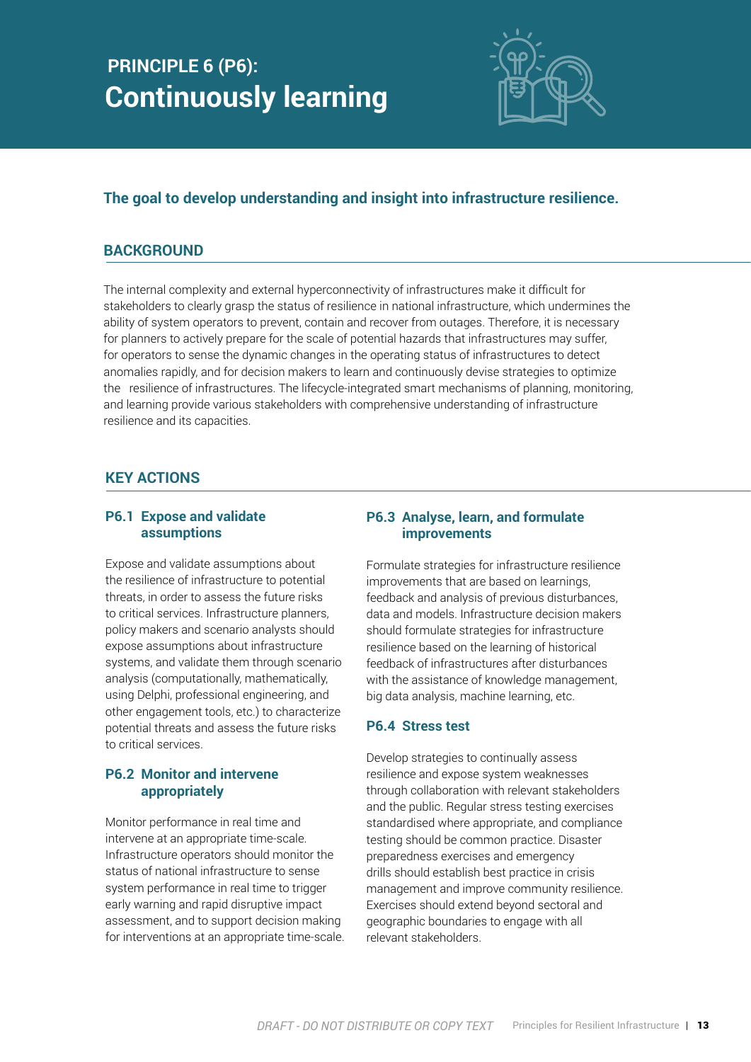# PRINCIPLE 6 (P6): Continuously learning

**The goal to develop understanding and insight into infrastructure resilience.**

## BACKGROUND

The internal complexity and external hyperconnectivity of infrastructures make it difficult for stakeholders to clearly grasp the status of resilience in national infrastructure, which undermines the ability of system operators to prevent, contain and recover from outages. Therefore, it is necessary for planners to actively prepare for the scale of potential hazards that infrastructures may suffer, for operators to sense the dynamic changes in the operating status of infrastructures to detect anomalies rapidly, and for decision makers to learn and continuously devise strategies to optimize the resilience of infrastructures. The lifecycle-integrated smart mechanisms of planning, monitoring, and learning provide various stakeholders with comprehensive understanding of infrastructure resilience and its capacities.

## KEY ACTIONS

### P6.1 Expose and validate assumptions

Expose and validate assumptions about the resilience of infrastructure to potential threats, in order to assess the future risks to critical services. Infrastructure planners, policy makers and scenario analysts should expose assumptions about infrastructure systems, and validate them through scenario analysis (computationally, mathematically, using Delphi, professional engineering, and other engagement tools, etc.) to characterize potential threats and assess the future risks to critical services.

### P6.2 Monitor and intervene appropriately

Monitor performance in real time and intervene at an appropriate time-scale. Infrastructure operators should monitor the status of national infrastructure to sense system performance in real time to trigger early warning and rapid disruptive impact assessment, and to support decision making for interventions at an appropriate time-scale.

### P6.3 Analyse, learn, and formulate improvements

Formulate strategies for infrastructure resilience improvements that are based on learnings, feedback and analysis of previous disturbances, data and models. Infrastructure decision makers should formulate strategies for infrastructure resilience based on the learning of historical feedback of infrastructures after disturbances with the assistance of knowledge management, big data analysis, machine learning, etc.

### P6.4 Stress test

Develop strategies to continually assess resilience and expose system weaknesses through collaboration with relevant stakeholders and the public. Regular stress testing exercises standardised where appropriate, and compliance testing should be common practice. Disaster preparedness exercises and emergency drills should establish best practice in crisis management and improve community resilience. Exercises should extend beyond sectoral and geographic boundaries to engage with all relevant stakeholders.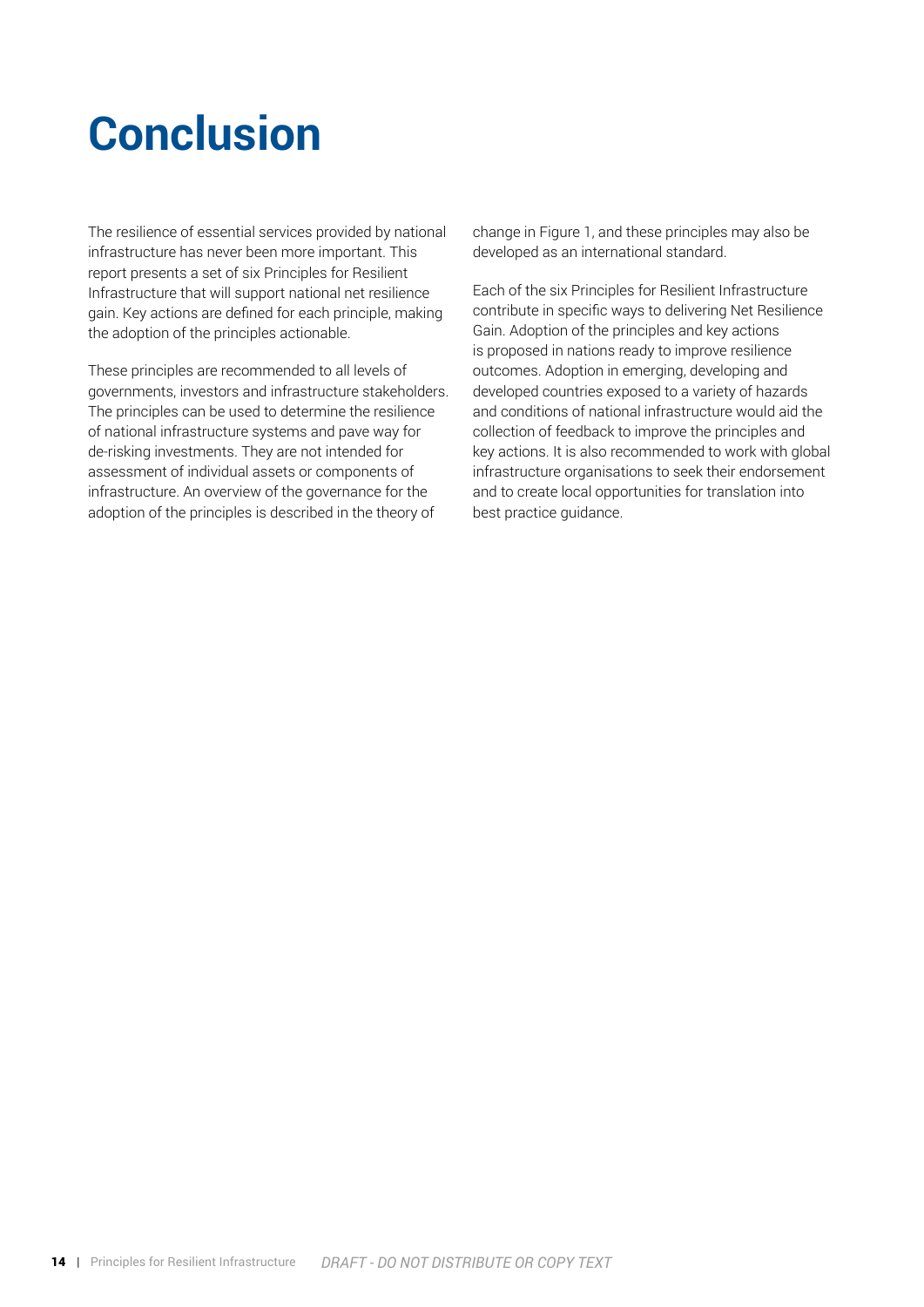# Conclusion

The resilience of essential services provided by national infrastructure has never been more important. This report presents a set of six Principles for Resilient Infrastructure that will support national net resilience gain. Key actions are defined for each principle, making the adoption of the principles actionable.

These principles are recommended to all levels of governments, investors and infrastructure stakeholders. The principles can be used to determine the resilience of national infrastructure systems and pave way for de-risking investments. They are not intended for assessment of individual assets or components of infrastructure. An overview of the governance for the adoption of the principles is described in the theory of change in Figure 1, and these principles may also be developed as an international standard.

Each of the six Principles for Resilient Infrastructure contribute in specific ways to delivering Net Resilience Gain. Adoption of the principles and key actions is proposed in nations ready to improve resilience outcomes. Adoption in emerging, developing and developed countries exposed to a variety of hazards and conditions of national infrastructure would aid the collection of feedback to improve the principles and key actions. It is also recommended to work with global infrastructure organisations to seek their endorsement and to create local opportunities for translation into best practice guidance.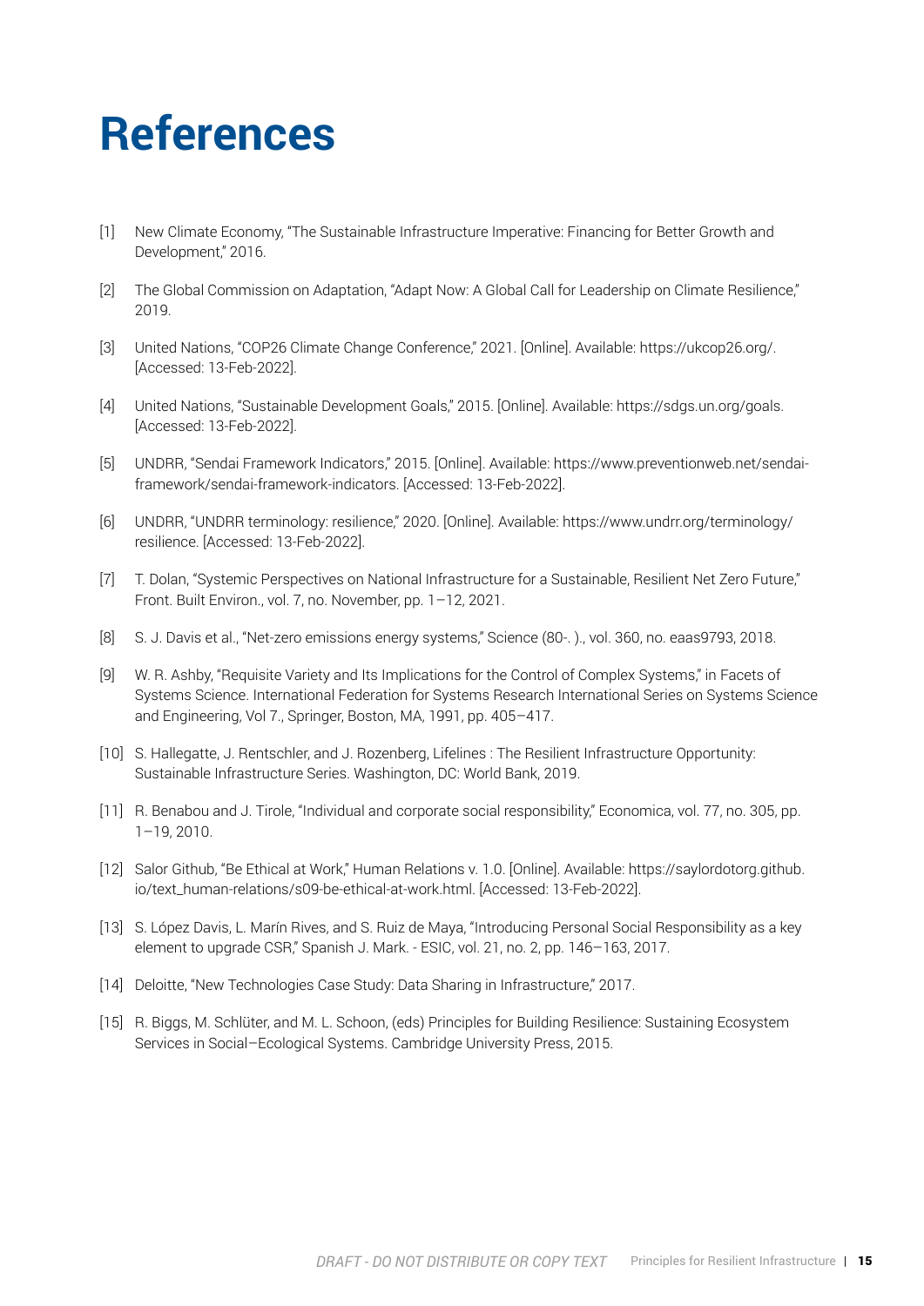# References

[1] New Climate Economy, "The Sustainable Infrastructure Imperative: Financing for Better Growth and Development," 2016.

[2] The Global Commission on Adaptation, "Adapt Now: A Global Call for Leadership on Climate Resilience," 2019.

[3] United Nations, "COP26 Climate Change Conference," 2021. [Online]. Available: https://ukcop26.org/. [Accessed: 13-Feb-2022].

[4] United Nations, "Sustainable Development Goals," 2015. [Online]. Available: https://sdgs.un.org/goals. [Accessed: 13-Feb-2022].

[5] UNDRR, "Sendai Framework Indicators," 2015. [Online]. Available: https://www.preventionweb.net/sendai-framework/sendai-framework-indicators. [Accessed: 13-Feb-2022].

[6] UNDRR, "UNDRR terminology: resilience," 2020. [Online]. Available: https://www.undrr.org/terminology/resilience. [Accessed: 13-Feb-2022].

[7] T. Dolan, "Systemic Perspectives on National Infrastructure for a Sustainable, Resilient Net Zero Future," Front. Built Environ., vol. 7, no. November, pp. 1–12, 2021.

[8] S. J. Davis et al., "Net-zero emissions energy systems," Science (80-. )., vol. 360, no. eaas9793, 2018.

[9] W. R. Ashby, "Requisite Variety and Its Implications for the Control of Complex Systems," in Facets of Systems Science. International Federation for Systems Research International Series on Systems Science and Engineering, Vol 7., Springer, Boston, MA, 1991, pp. 405–417.

[10] S. Hallegatte, J. Rentschler, and J. Rozenberg, Lifelines : The Resilient Infrastructure Opportunity: Sustainable Infrastructure Series. Washington, DC: World Bank, 2019.

[11] R. Benabou and J. Tirole, "Individual and corporate social responsibility," Economica, vol. 77, no. 305, pp. 1–19, 2010.

[12] Salor Github, "Be Ethical at Work," Human Relations v. 1.0. [Online]. Available: https://saylordotorg.github.io/text_human-relations/s09-be-ethical-at-work.html. [Accessed: 13-Feb-2022].

[13] S. López Davis, L. Marín Rives, and S. Ruiz de Maya, "Introducing Personal Social Responsibility as a key element to upgrade CSR," Spanish J. Mark. - ESIC, vol. 21, no. 2, pp. 146–163, 2017.

[14] Deloitte, "New Technologies Case Study: Data Sharing in Infrastructure," 2017.

[15] R. Biggs, M. Schlüter, and M. L. Schoon, (eds) Principles for Building Resilience: Sustaining Ecosystem Services in Social–Ecological Systems. Cambridge University Press, 2015.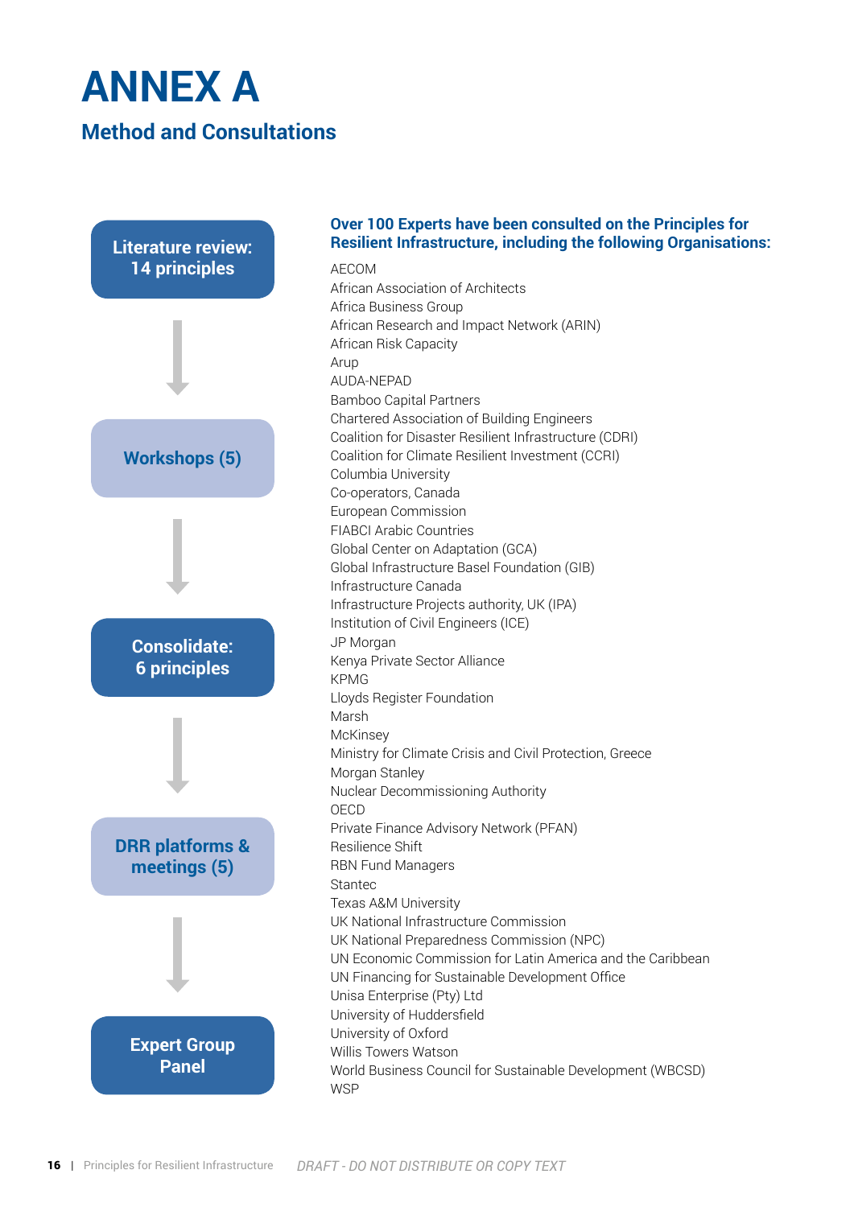# ANNEX A

## Method and Consultations

**Literature review: 14 principles**

↓

**Workshops (5)**

↓

**Consolidate: 6 principles**

↓

**DRR platforms & meetings (5)**

↓

**Expert Group Panel**

### Over 100 Experts have been consulted on the Principles for Resilient Infrastructure, including the following Organisations:

AECOM
African Association of Architects
Africa Business Group
African Research and Impact Network (ARIN)
African Risk Capacity
Arup
AUDA-NEPAD
Bamboo Capital Partners
Chartered Association of Building Engineers
Coalition for Disaster Resilient Infrastructure (CDRI)
Coalition for Climate Resilient Investment (CCRI)
Columbia University
Co-operators, Canada
European Commission
FIABCI Arabic Countries
Global Center on Adaptation (GCA)
Global Infrastructure Basel Foundation (GIB)
Infrastructure Canada
Infrastructure Projects authority, UK (IPA)
Institution of Civil Engineers (ICE)
JP Morgan
Kenya Private Sector Alliance
KPMG
Lloyds Register Foundation
Marsh
McKinsey
Ministry for Climate Crisis and Civil Protection, Greece
Morgan Stanley
Nuclear Decommissioning Authority
OECD
Private Finance Advisory Network (PFAN)
Resilience Shift
RBN Fund Managers
Stantec
Texas A&M University
UK National Infrastructure Commission
UK National Preparedness Commission (NPC)
UN Economic Commission for Latin America and the Caribbean
UN Financing for Sustainable Development Office
Unisa Enterprise (Pty) Ltd
University of Huddersfield
University of Oxford
Willis Towers Watson
World Business Council for Sustainable Development (WBCSD)
WSP

*DRAFT - DO NOT DISTRIBUTE OR COPY TEXT*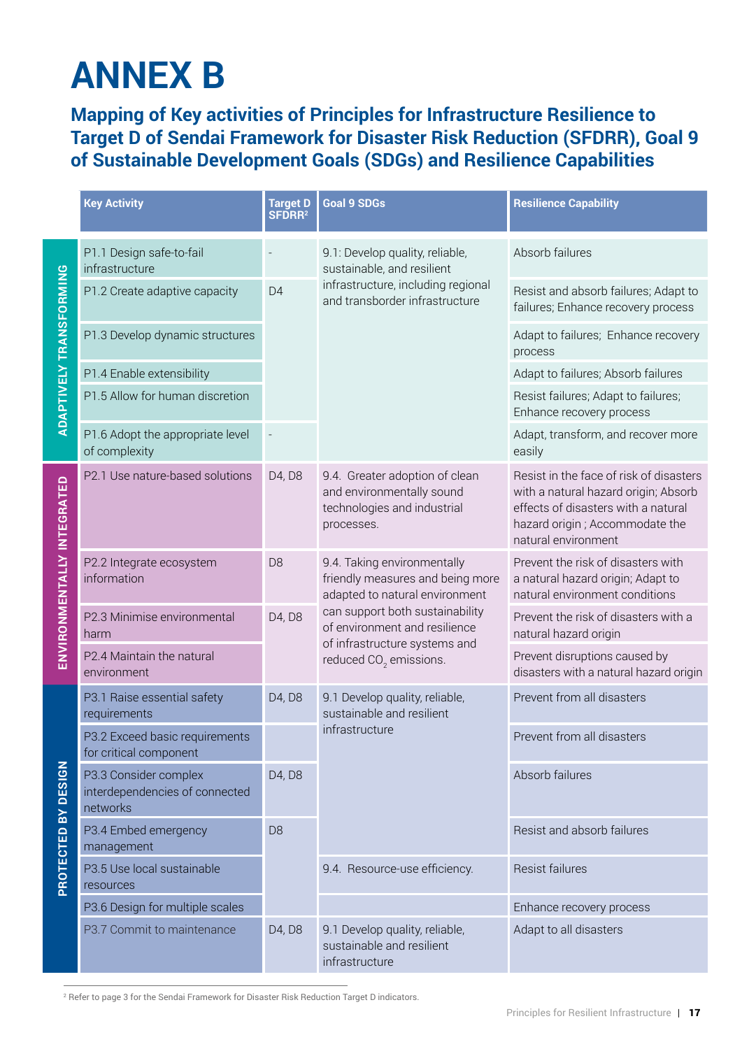# ANNEX B

## Mapping of Key activities of Principles for Infrastructure Resilience to Target D of Sendai Framework for Disaster Risk Reduction (SFDRR), Goal 9 of Sustainable Development Goals (SDGs) and Resilience Capabilities

| | Key Activity | Target D SFDRR[2] | Goal 9 SDGs | Resilience Capability |
|---|---|---|---|---|
| ADAPTIVELY TRANSFORMING | P1.1 Design safe-to-fail infrastructure | - | 9.1: Develop quality, reliable, sustainable, and resilient infrastructure, including regional and transborder infrastructure | Absorb failures |
| | P1.2 Create adaptive capacity | D4 | | Resist and absorb failures; Adapt to failures; Enhance recovery process |
| | P1.3 Develop dynamic structures | | | Adapt to failures; Enhance recovery process |
| | P1.4 Enable extensibility | | | Adapt to failures; Absorb failures |
| | P1.5 Allow for human discretion | | | Resist failures; Adapt to failures; Enhance recovery process |
| | P1.6 Adopt the appropriate level of complexity | - | | Adapt, transform, and recover more easily |
| ENVIRONMENTALLY INTEGRATED | P2.1 Use nature-based solutions | D4, D8 | 9.4. Greater adoption of clean and environmentally sound technologies and industrial processes. | Resist in the face of risk of disasters with a natural hazard origin; Absorb effects of disasters with a natural hazard origin ; Accommodate the natural environment |
| | P2.2 Integrate ecosystem information | D8 | 9.4. Taking environmentally friendly measures and being more adapted to natural environment can support both sustainability of environment and resilience of infrastructure systems and reduced $CO_2$ emissions. | Prevent the risk of disasters with a natural hazard origin; Adapt to natural environment conditions |
| | P2.3 Minimise environmental harm | D4, D8 | | Prevent the risk of disasters with a natural hazard origin |
| | P2.4 Maintain the natural environment | | | Prevent disruptions caused by disasters with a natural hazard origin |
| PROTECTED BY DESIGN | P3.1 Raise essential safety requirements | D4, D8 | 9.1 Develop quality, reliable, sustainable and resilient infrastructure | Prevent from all disasters |
| | P3.2 Exceed basic requirements for critical component | | | Prevent from all disasters |
| | P3.3 Consider complex interdependencies of connected networks | D4, D8 | | Absorb failures |
| | P3.4 Embed emergency management | D8 | | Resist and absorb failures |
| | P3.5 Use local sustainable resources | | 9.4. Resource-use efficiency. | Resist failures |
| | P3.6 Design for multiple scales | | | Enhance recovery process |
| | P3.7 Commit to maintenance | D4, D8 | 9.1 Develop quality, reliable, sustainable and resilient infrastructure | Adapt to all disasters |

[2] Refer to page 3 for the Sendai Framework for Disaster Risk Reduction Target D indicators.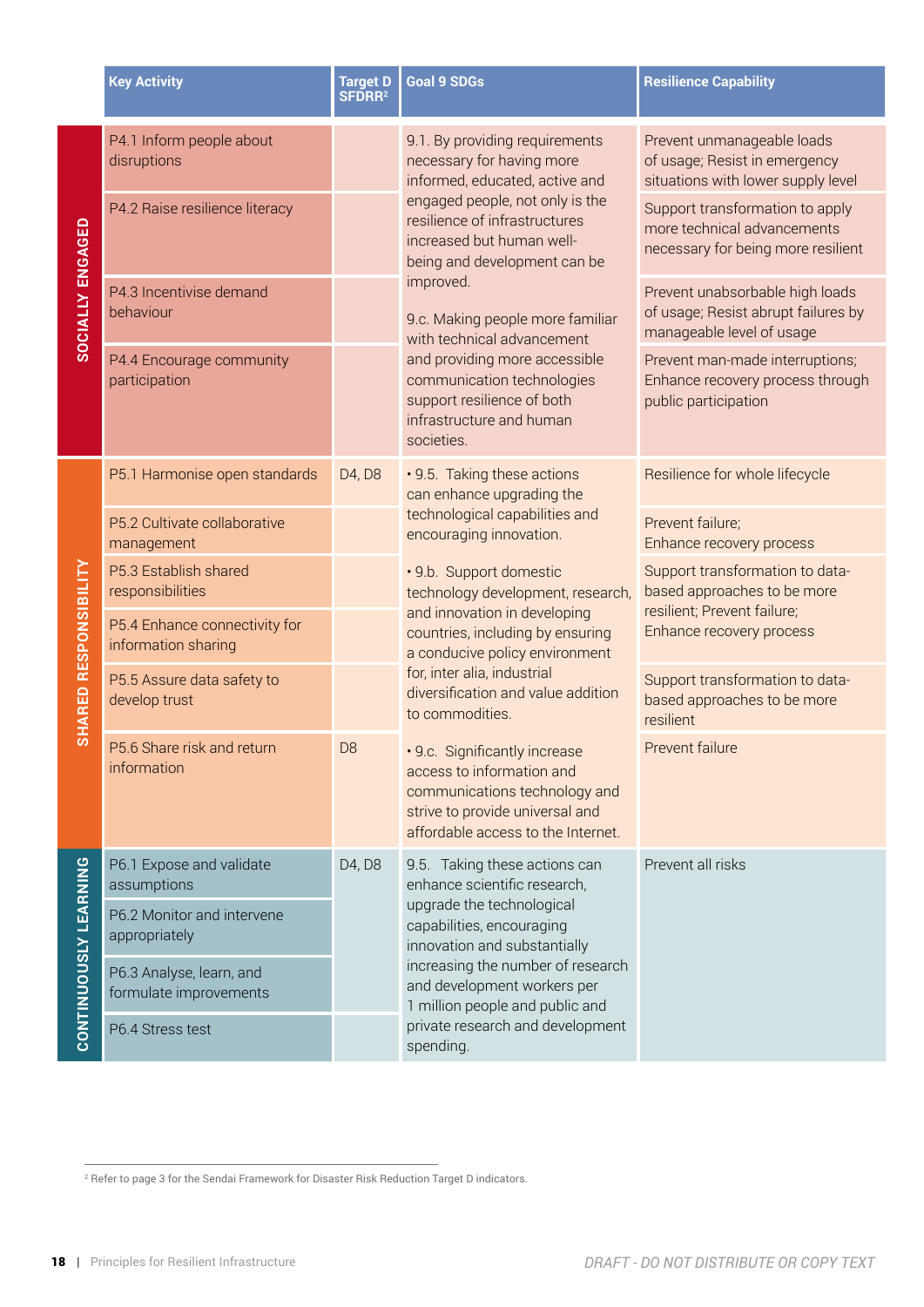| | Key Activity | Target D SFDRR[2] | Goal 9 SDGs | Resilience Capability |
|---|---|---|---|---|
| SOCIALLY ENGAGED | P4.1 Inform people about disruptions | | 9.1. By providing requirements necessary for having more informed, educated, active and engaged people, not only is the resilience of infrastructures increased but human well-being and development can be improved.<br><br>9.c. Making people more familiar with technical advancement and providing more accessible communication technologies support resilience of both infrastructure and human societies. | Prevent unmanageable loads of usage; Resist in emergency situations with lower supply level |
| | P4.2 Raise resilience literacy | | | Support transformation to apply more technical advancements necessary for being more resilient |
| | P4.3 Incentivise demand behaviour | | | Prevent unabsorbable high loads of usage; Resist abrupt failures by manageable level of usage |
| | P4.4 Encourage community participation | | | Prevent man-made interruptions; Enhance recovery process through public participation |
| SHARED RESPONSIBILITY | P5.1 Harmonise open standards | D4, D8 | • 9.5. Taking these actions can enhance upgrading the technological capabilities and encouraging innovation.<br><br>• 9.b. Support domestic technology development, research, and innovation in developing countries, including by ensuring a conducive policy environment for, inter alia, industrial diversification and value addition to commodities. | Resilience for whole lifecycle |
| | P5.2 Cultivate collaborative management | | | Prevent failure; Enhance recovery process |
| | P5.3 Establish shared responsibilities | | | Support transformation to data-based approaches to be more resilient; Prevent failure; Enhance recovery process |
| | P5.4 Enhance connectivity for information sharing | | | |
| | P5.5 Assure data safety to develop trust | | | Support transformation to data-based approaches to be more resilient |
| | P5.6 Share risk and return information | D8 | • 9.c. Significantly increase access to information and communications technology and strive to provide universal and affordable access to the Internet. | Prevent failure |
| CONTINUOUSLY LEARNING | P6.1 Expose and validate assumptions | D4, D8 | 9.5. Taking these actions can enhance scientific research, upgrade the technological capabilities, encouraging innovation and substantially increasing the number of research and development workers per 1 million people and public and private research and development spending. | Prevent all risks |
| | P6.2 Monitor and intervene appropriately | | | |
| | P6.3 Analyse, learn, and formulate improvements | | | |
| | P6.4 Stress test | | | |

[2] Refer to page 3 for the Sendai Framework for Disaster Risk Reduction Target D indicators.